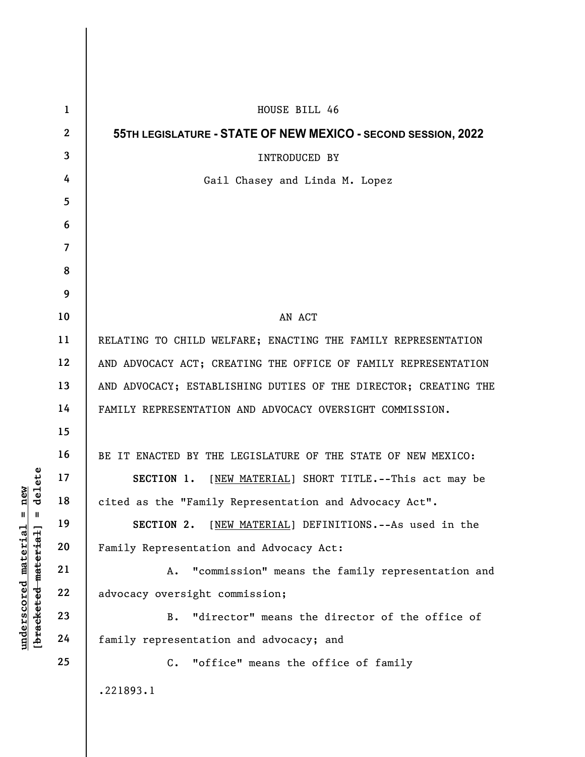HOUSE BILL 46

**55TH LEGISLATURE - STATE OF NEW MEXICO - SECOND SESSION, 2022**

INTRODUCED BY

Gail Chasey and Linda M. Lopez

AN ACT

RELATING TO CHILD WELFARE; ENACTING THE FAMILY REPRESENTATION AND ADVOCACY ACT; CREATING THE OFFICE OF FAMILY REPRESENTATION AND ADVOCACY; ESTABLISHING DUTIES OF THE DIRECTOR; CREATING THE FAMILY REPRESENTATION AND ADVOCACY OVERSIGHT COMMISSION.

BE IT ENACTED BY THE LEGISLATURE OF THE STATE OF NEW MEXICO:

**SECTION 1.** [NEW MATERIAL] SHORT TITLE.--This act may be cited as the "Family Representation and Advocacy Act".

**SECTION 2.** [NEW MATERIAL] DEFINITIONS.--As used in the Family Representation and Advocacy Act:

A. "commission" means the family representation and advocacy oversight commission;

B. "director" means the director of the office of family representation and advocacy; and

C. "office" means the office of family

.221893.1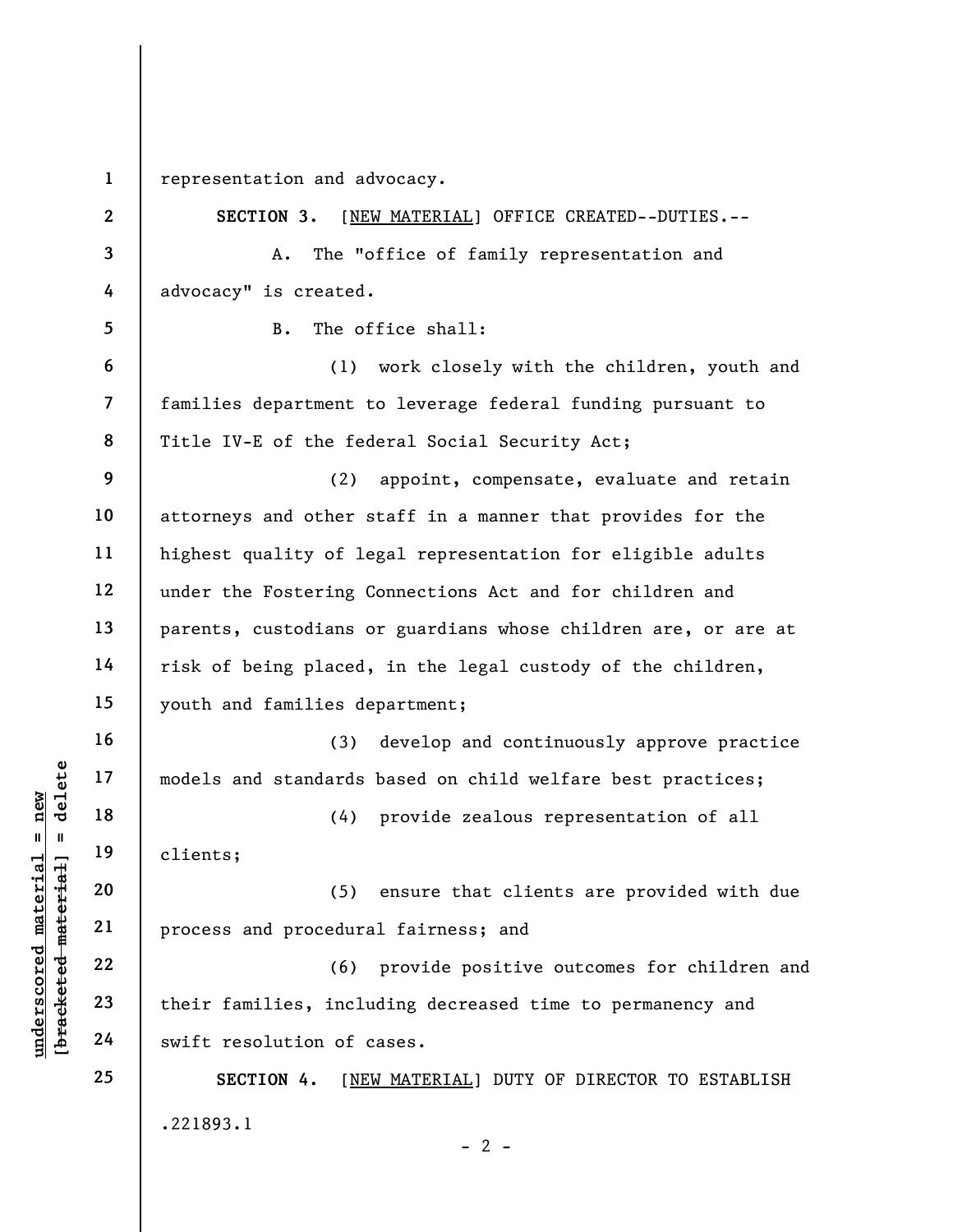representation and advocacy.

**SECTION 3.** [NEW MATERIAL] OFFICE CREATED--DUTIES.--

A. The "office of family representation and advocacy" is created.

B. The office shall:

(1) work closely with the children, youth and families department to leverage federal funding pursuant to Title IV-E of the federal Social Security Act;

(2) appoint, compensate, evaluate and retain attorneys and other staff in a manner that provides for the highest quality of legal representation for eligible adults under the Fostering Connections Act and for children and parents, custodians or guardians whose children are, or are at risk of being placed, in the legal custody of the children, youth and families department;

(3) develop and continuously approve practice models and standards based on child welfare best practices;

(4) provide zealous representation of all clients;

(5) ensure that clients are provided with due process and procedural fairness; and

(6) provide positive outcomes for children and their families, including decreased time to permanency and swift resolution of cases.

**SECTION 4.** [NEW MATERIAL] DUTY OF DIRECTOR TO ESTABLISH

.221893.1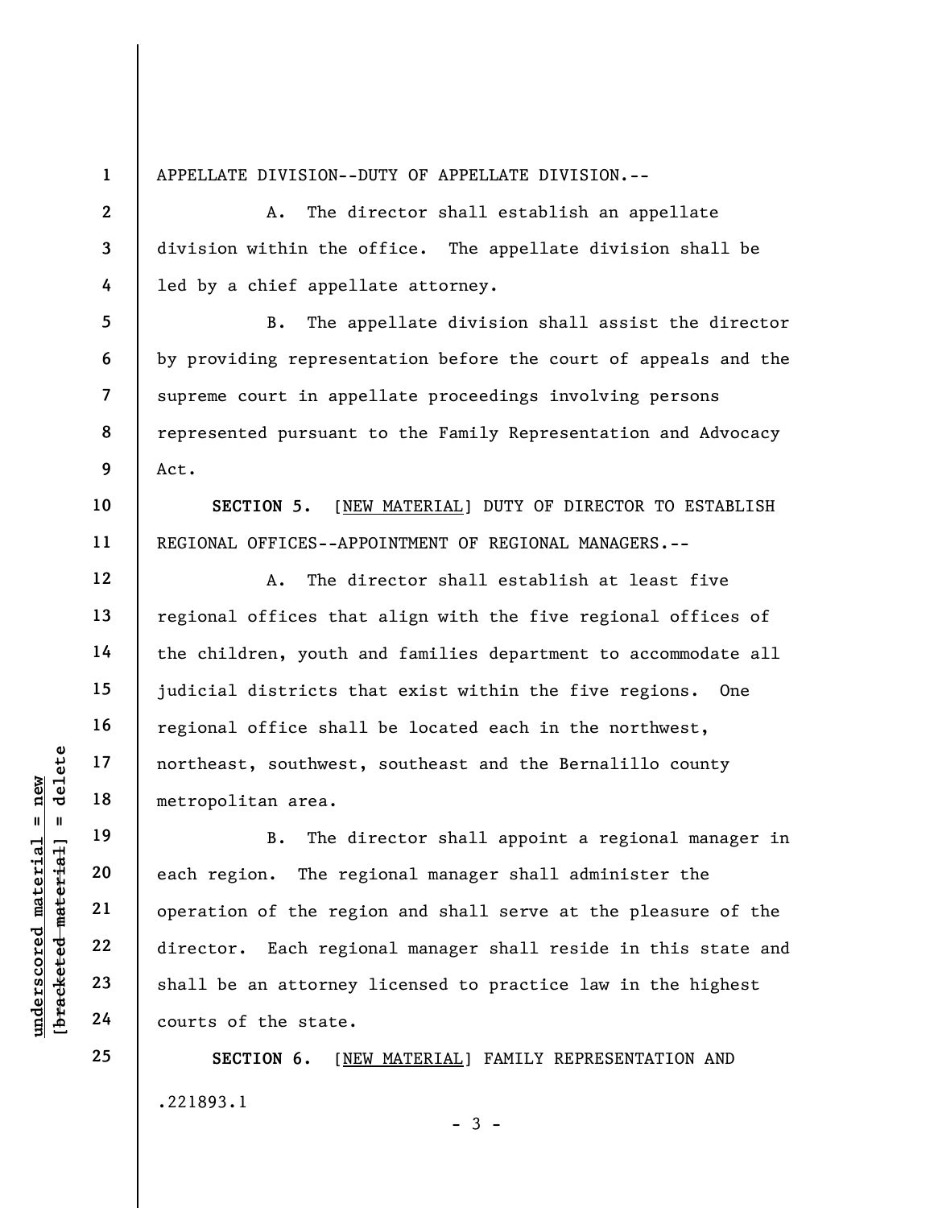APPELLATE DIVISION--DUTY OF APPELLATE DIVISION.--

A. The director shall establish an appellate division within the office. The appellate division shall be led by a chief appellate attorney.

B. The appellate division shall assist the director by providing representation before the court of appeals and the supreme court in appellate proceedings involving persons represented pursuant to the Family Representation and Advocacy Act.

**SECTION 5.** [NEW MATERIAL] DUTY OF DIRECTOR TO ESTABLISH REGIONAL OFFICES--APPOINTMENT OF REGIONAL MANAGERS.--

A. The director shall establish at least five regional offices that align with the five regional offices of the children, youth and families department to accommodate all judicial districts that exist within the five regions. One regional office shall be located each in the northwest, northeast, southwest, southeast and the Bernalillo county metropolitan area.

B. The director shall appoint a regional manager in each region. The regional manager shall administer the operation of the region and shall serve at the pleasure of the director. Each regional manager shall reside in this state and shall be an attorney licensed to practice law in the highest courts of the state.

**SECTION 6.** [NEW MATERIAL] FAMILY REPRESENTATION AND

.221893.1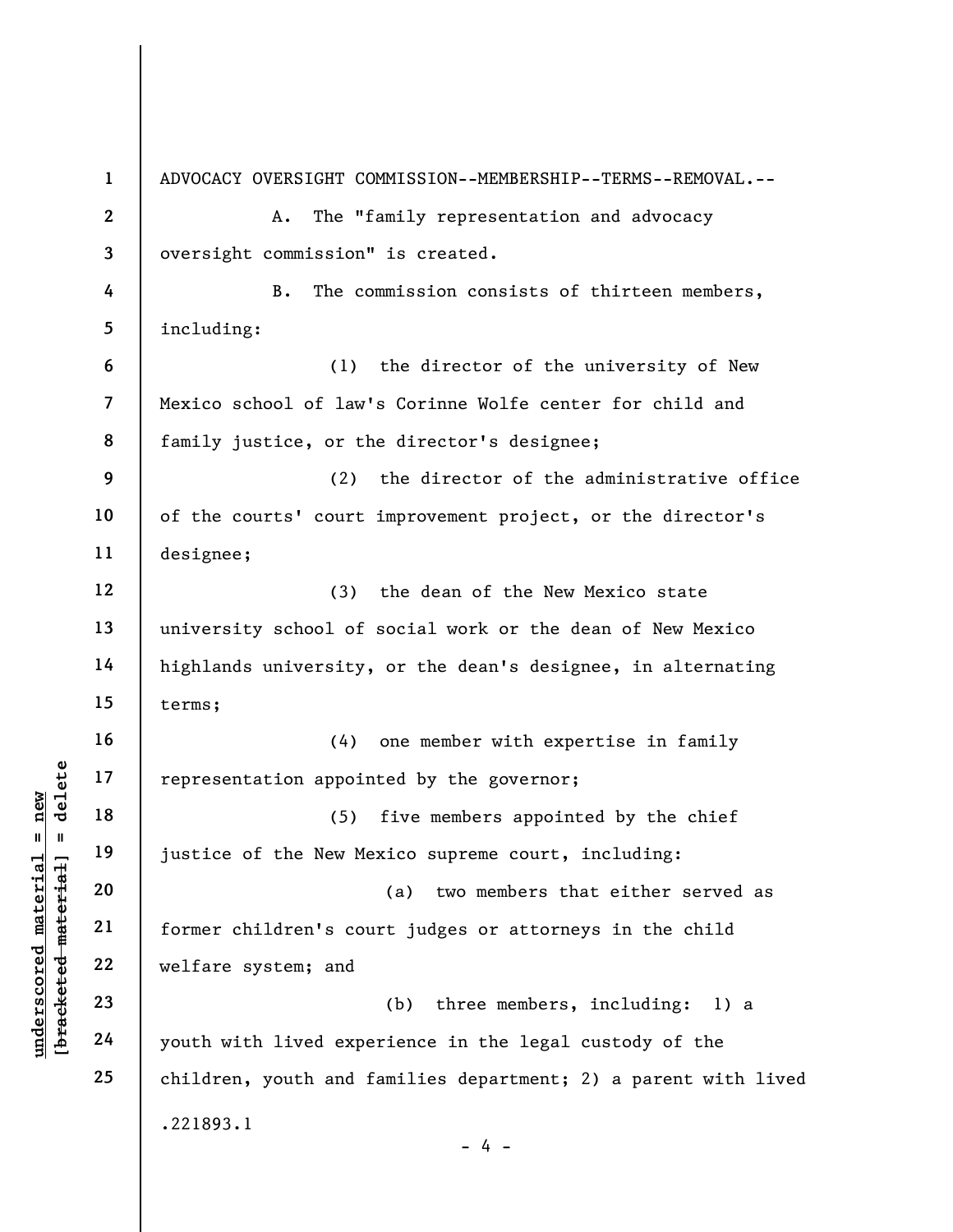ADVOCACY OVERSIGHT COMMISSION--MEMBERSHIP--TERMS--REMOVAL.--

A. The "family representation and advocacy oversight commission" is created.

B. The commission consists of thirteen members, including:

(1) the director of the university of New Mexico school of law's Corinne Wolfe center for child and family justice, or the director's designee;

(2) the director of the administrative office of the courts' court improvement project, or the director's designee;

(3) the dean of the New Mexico state university school of social work or the dean of New Mexico highlands university, or the dean's designee, in alternating terms;

(4) one member with expertise in family representation appointed by the governor;

(5) five members appointed by the chief justice of the New Mexico supreme court, including:

(a) two members that either served as former children's court judges or attorneys in the child welfare system; and

(b) three members, including: 1) a youth with lived experience in the legal custody of the children, youth and families department; 2) a parent with lived

.221893.1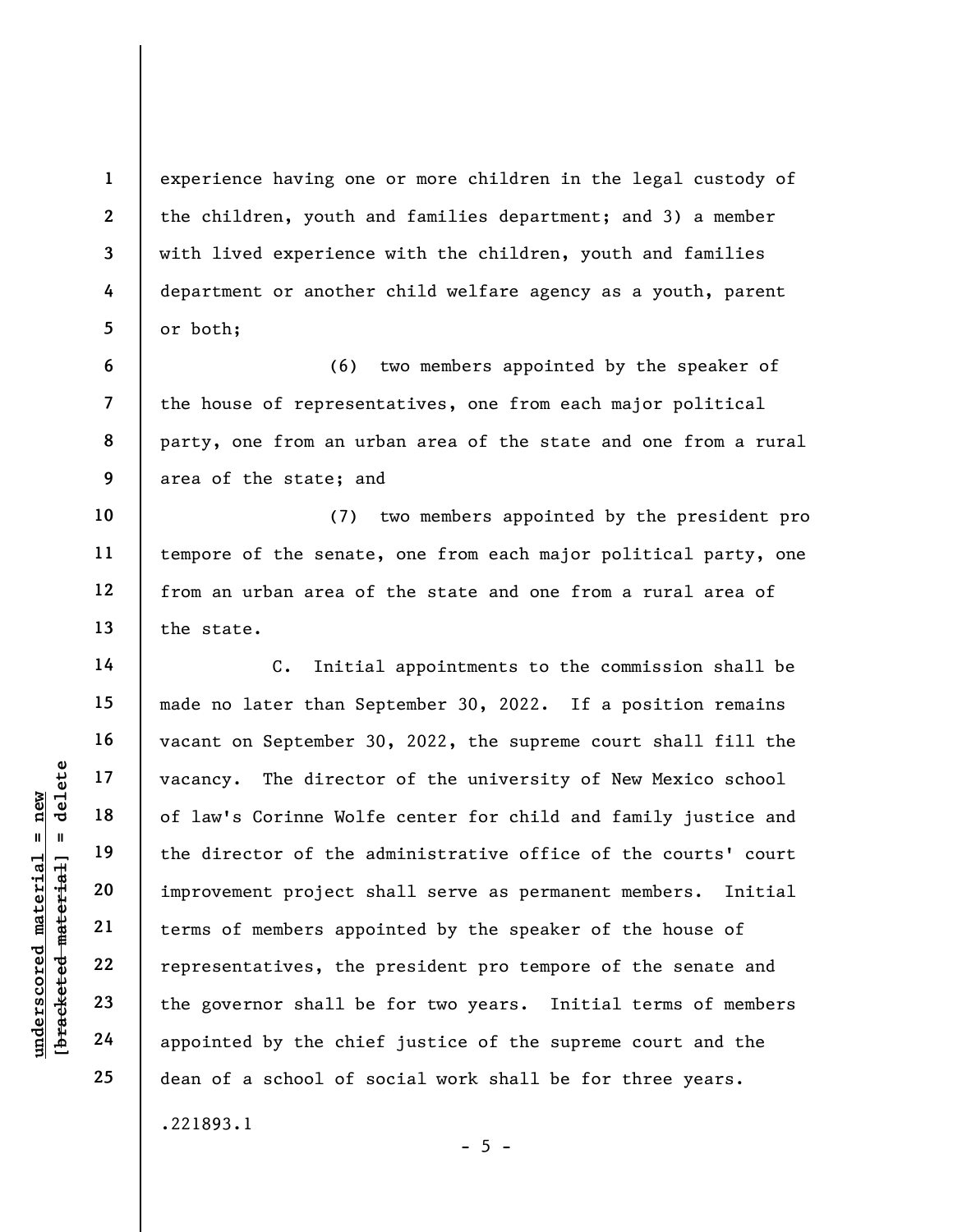experience having one or more children in the legal custody of the children, youth and families department; and 3) a member with lived experience with the children, youth and families department or another child welfare agency as a youth, parent or both;

(6) two members appointed by the speaker of the house of representatives, one from each major political party, one from an urban area of the state and one from a rural area of the state; and

(7) two members appointed by the president pro tempore of the senate, one from each major political party, one from an urban area of the state and one from a rural area of the state.

C. Initial appointments to the commission shall be made no later than September 30, 2022. If a position remains vacant on September 30, 2022, the supreme court shall fill the vacancy. The director of the university of New Mexico school of law's Corinne Wolfe center for child and family justice and the director of the administrative office of the courts' court improvement project shall serve as permanent members. Initial terms of members appointed by the speaker of the house of representatives, the president pro tempore of the senate and the governor shall be for two years. Initial terms of members appointed by the chief justice of the supreme court and the dean of a school of social work shall be for three years.

.221893.1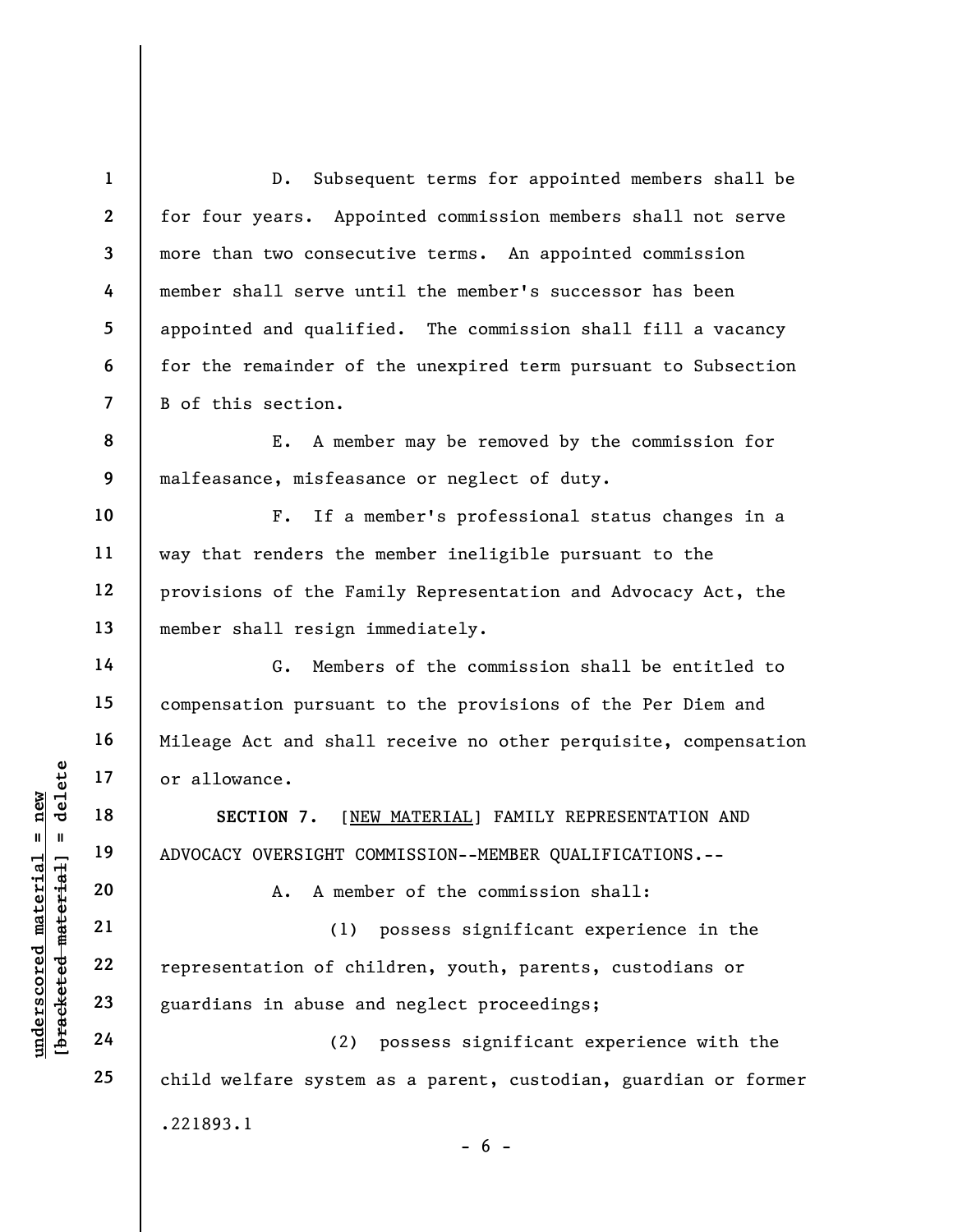D. Subsequent terms for appointed members shall be for four years. Appointed commission members shall not serve more than two consecutive terms. An appointed commission member shall serve until the member's successor has been appointed and qualified. The commission shall fill a vacancy for the remainder of the unexpired term pursuant to Subsection B of this section.

E. A member may be removed by the commission for malfeasance, misfeasance or neglect of duty.

F. If a member's professional status changes in a way that renders the member ineligible pursuant to the provisions of the Family Representation and Advocacy Act, the member shall resign immediately.

G. Members of the commission shall be entitled to compensation pursuant to the provisions of the Per Diem and Mileage Act and shall receive no other perquisite, compensation or allowance.

**SECTION 7.** [NEW MATERIAL] FAMILY REPRESENTATION AND ADVOCACY OVERSIGHT COMMISSION--MEMBER QUALIFICATIONS.--

A. A member of the commission shall:

(1) possess significant experience in the representation of children, youth, parents, custodians or guardians in abuse and neglect proceedings;

(2) possess significant experience with the child welfare system as a parent, custodian, guardian or former

.221893.1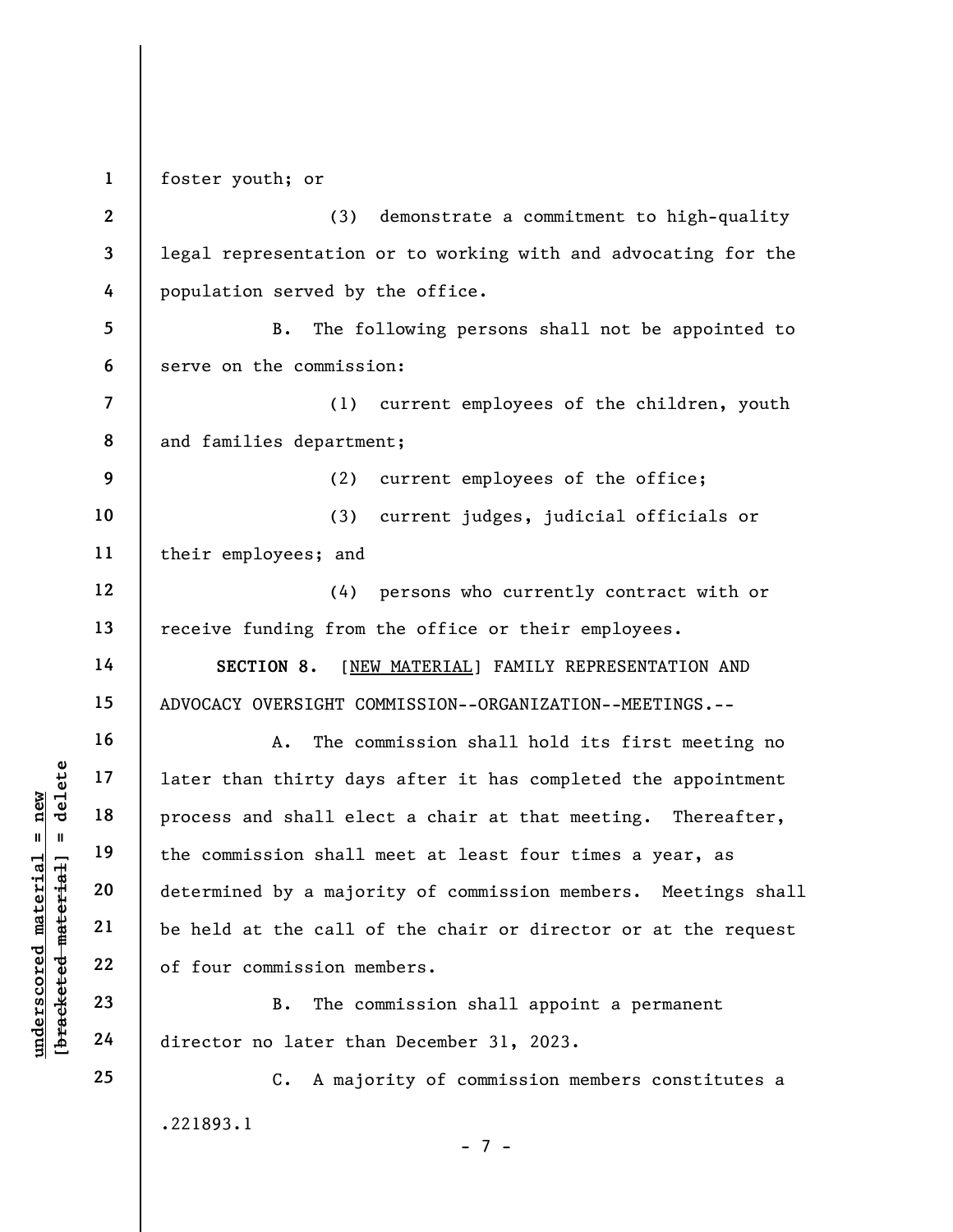foster youth; or

(3) demonstrate a commitment to high-quality legal representation or to working with and advocating for the population served by the office.

B. The following persons shall not be appointed to serve on the commission:

(1) current employees of the children, youth and families department;

(2) current employees of the office;

(3) current judges, judicial officials or their employees; and

(4) persons who currently contract with or receive funding from the office or their employees.

**SECTION 8.** [NEW MATERIAL] FAMILY REPRESENTATION AND ADVOCACY OVERSIGHT COMMISSION--ORGANIZATION--MEETINGS.--

A. The commission shall hold its first meeting no later than thirty days after it has completed the appointment process and shall elect a chair at that meeting. Thereafter, the commission shall meet at least four times a year, as determined by a majority of commission members. Meetings shall be held at the call of the chair or director or at the request of four commission members.

B. The commission shall appoint a permanent director no later than December 31, 2023.

C. A majority of commission members constitutes a

.221893.1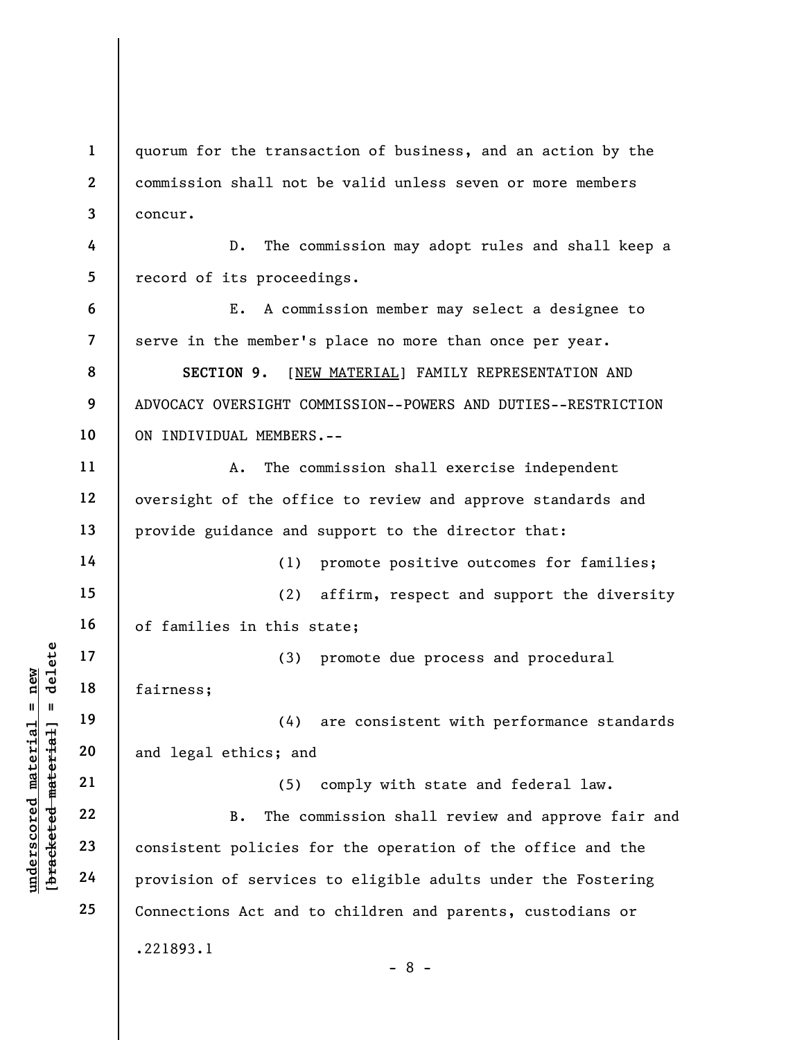quorum for the transaction of business, and an action by the commission shall not be valid unless seven or more members concur.

D. The commission may adopt rules and shall keep a record of its proceedings.

E. A commission member may select a designee to serve in the member's place no more than once per year.

**SECTION 9.** [NEW MATERIAL] FAMILY REPRESENTATION AND ADVOCACY OVERSIGHT COMMISSION--POWERS AND DUTIES--RESTRICTION ON INDIVIDUAL MEMBERS.--

A. The commission shall exercise independent oversight of the office to review and approve standards and provide guidance and support to the director that:

(1) promote positive outcomes for families;

(2) affirm, respect and support the diversity of families in this state;

(3) promote due process and procedural fairness;

(4) are consistent with performance standards and legal ethics; and

(5) comply with state and federal law.

B. The commission shall review and approve fair and consistent policies for the operation of the office and the provision of services to eligible adults under the Fostering Connections Act and to children and parents, custodians or

.221893.1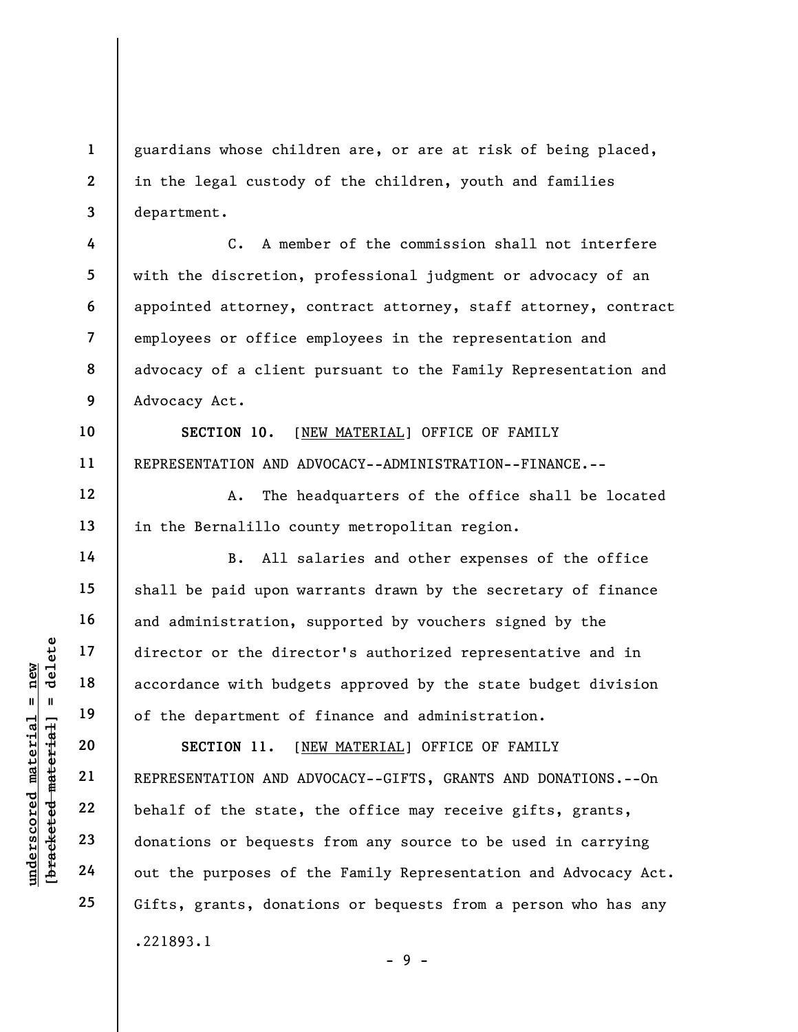guardians whose children are, or are at risk of being placed, in the legal custody of the children, youth and families department.

C. A member of the commission shall not interfere with the discretion, professional judgment or advocacy of an appointed attorney, contract attorney, staff attorney, contract employees or office employees in the representation and advocacy of a client pursuant to the Family Representation and Advocacy Act.

**SECTION 10.** [NEW MATERIAL] OFFICE OF FAMILY REPRESENTATION AND ADVOCACY--ADMINISTRATION--FINANCE.--

A. The headquarters of the office shall be located in the Bernalillo county metropolitan region.

B. All salaries and other expenses of the office shall be paid upon warrants drawn by the secretary of finance and administration, supported by vouchers signed by the director or the director's authorized representative and in accordance with budgets approved by the state budget division of the department of finance and administration.

**SECTION 11.** [NEW MATERIAL] OFFICE OF FAMILY REPRESENTATION AND ADVOCACY--GIFTS, GRANTS AND DONATIONS.--On behalf of the state, the office may receive gifts, grants, donations or bequests from any source to be used in carrying out the purposes of the Family Representation and Advocacy Act. Gifts, grants, donations or bequests from a person who has any

.221893.1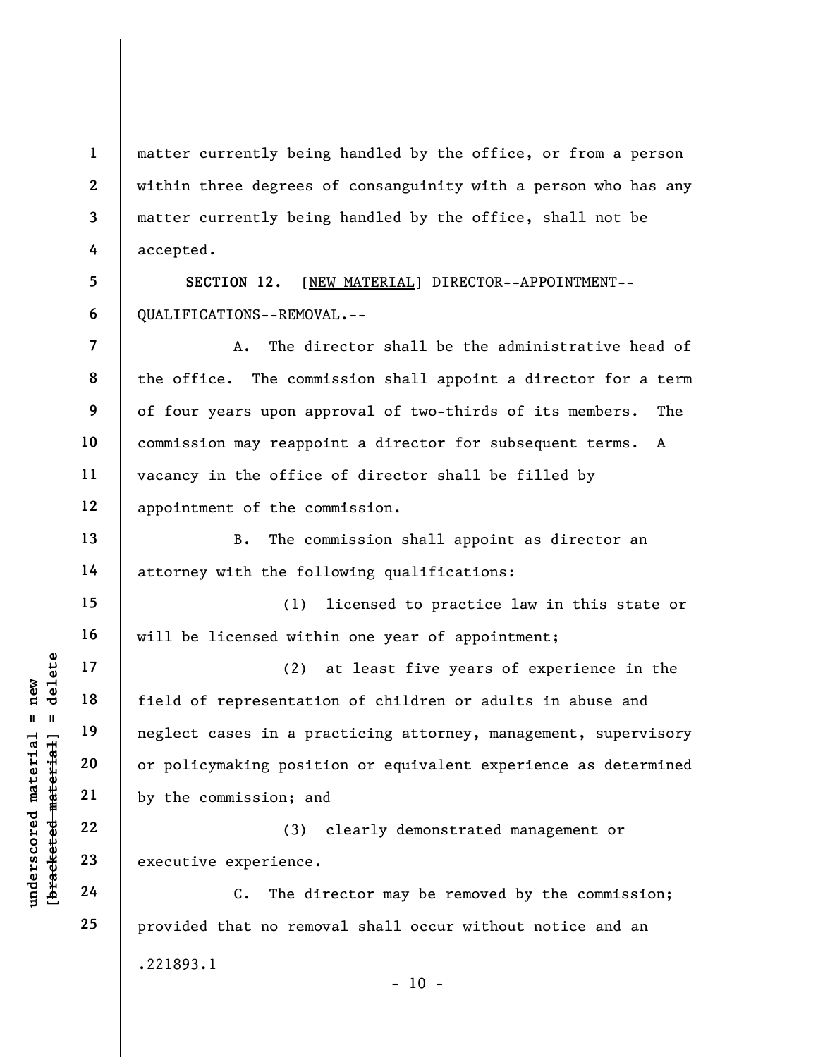matter currently being handled by the office, or from a person within three degrees of consanguinity with a person who has any matter currently being handled by the office, shall not be accepted.

**SECTION 12.** [NEW MATERIAL] DIRECTOR--APPOINTMENT--QUALIFICATIONS--REMOVAL.--

A. The director shall be the administrative head of the office. The commission shall appoint a director for a term of four years upon approval of two-thirds of its members. The commission may reappoint a director for subsequent terms. A vacancy in the office of director shall be filled by appointment of the commission.

B. The commission shall appoint as director an attorney with the following qualifications:

(1) licensed to practice law in this state or will be licensed within one year of appointment;

(2) at least five years of experience in the field of representation of children or adults in abuse and neglect cases in a practicing attorney, management, supervisory or policymaking position or equivalent experience as determined by the commission; and

(3) clearly demonstrated management or executive experience.

C. The director may be removed by the commission; provided that no removal shall occur without notice and an

.221893.1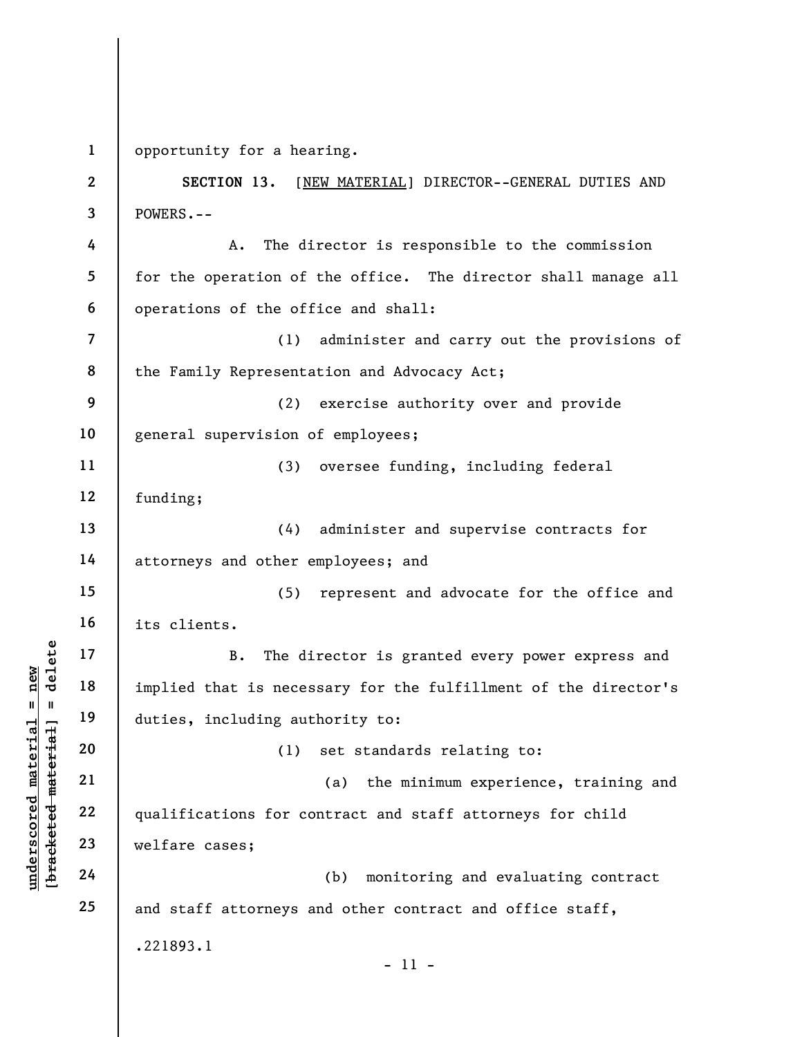opportunity for a hearing.

**SECTION 13.** [NEW MATERIAL] DIRECTOR--GENERAL DUTIES AND POWERS.--

A. The director is responsible to the commission for the operation of the office. The director shall manage all operations of the office and shall:

(1) administer and carry out the provisions of the Family Representation and Advocacy Act;

(2) exercise authority over and provide general supervision of employees;

(3) oversee funding, including federal funding;

(4) administer and supervise contracts for attorneys and other employees; and

(5) represent and advocate for the office and its clients.

B. The director is granted every power express and implied that is necessary for the fulfillment of the director's duties, including authority to:

(1) set standards relating to:

(a) the minimum experience, training and qualifications for contract and staff attorneys for child welfare cases;

(b) monitoring and evaluating contract and staff attorneys and other contract and office staff,

.221893.1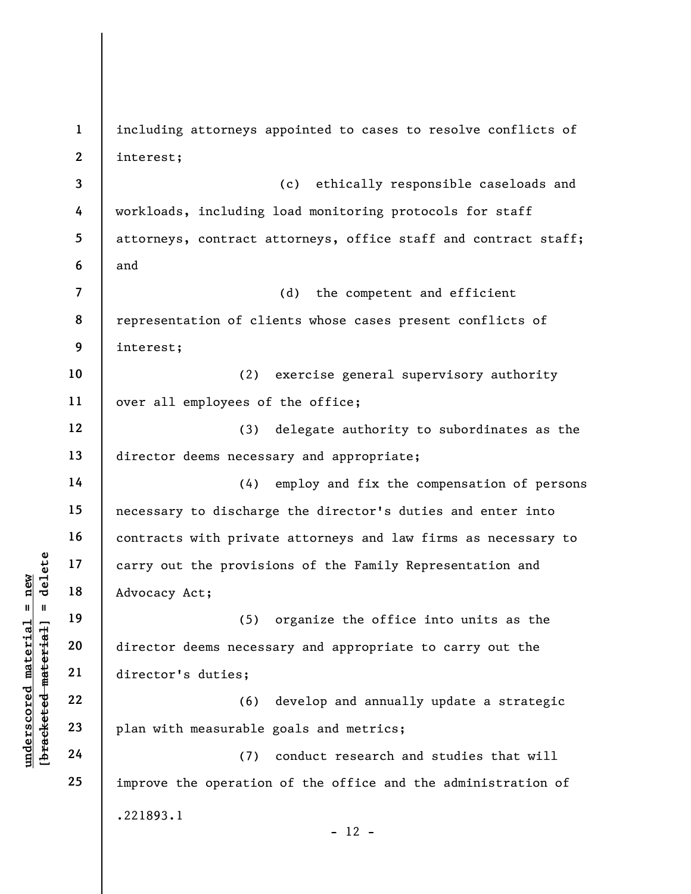including attorneys appointed to cases to resolve conflicts of interest;

(c) ethically responsible caseloads and workloads, including load monitoring protocols for staff attorneys, contract attorneys, office staff and contract staff; and

(d) the competent and efficient representation of clients whose cases present conflicts of interest;

(2) exercise general supervisory authority over all employees of the office;

(3) delegate authority to subordinates as the director deems necessary and appropriate;

(4) employ and fix the compensation of persons necessary to discharge the director's duties and enter into contracts with private attorneys and law firms as necessary to carry out the provisions of the Family Representation and Advocacy Act;

(5) organize the office into units as the director deems necessary and appropriate to carry out the director's duties;

(6) develop and annually update a strategic plan with measurable goals and metrics;

(7) conduct research and studies that will improve the operation of the office and the administration of

.221893.1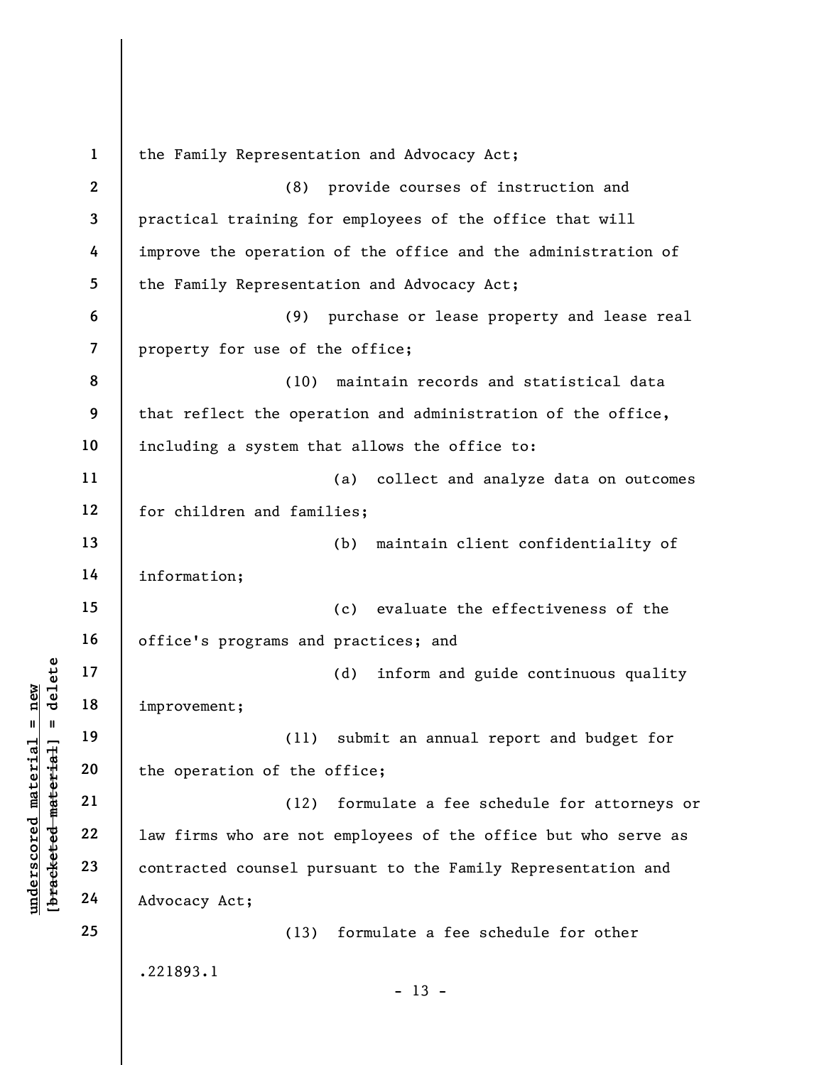the Family Representation and Advocacy Act;

(8) provide courses of instruction and practical training for employees of the office that will improve the operation of the office and the administration of the Family Representation and Advocacy Act;

(9) purchase or lease property and lease real property for use of the office;

(10) maintain records and statistical data that reflect the operation and administration of the office, including a system that allows the office to:

(a) collect and analyze data on outcomes for children and families;

(b) maintain client confidentiality of information;

(c) evaluate the effectiveness of the office's programs and practices; and

(d) inform and guide continuous quality improvement;

(11) submit an annual report and budget for the operation of the office;

(12) formulate a fee schedule for attorneys or law firms who are not employees of the office but who serve as contracted counsel pursuant to the Family Representation and Advocacy Act;

(13) formulate a fee schedule for other

.221893.1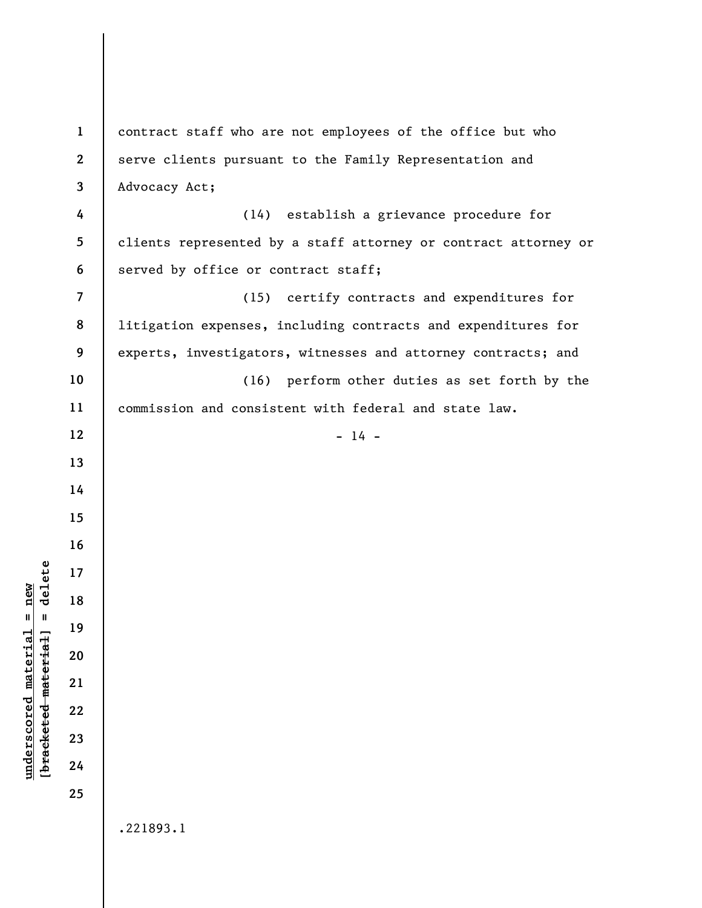contract staff who are not employees of the office but who serve clients pursuant to the Family Representation and Advocacy Act;

(14) establish a grievance procedure for clients represented by a staff attorney or contract attorney or served by office or contract staff;

(15) certify contracts and expenditures for litigation expenses, including contracts and expenditures for experts, investigators, witnesses and attorney contracts; and

(16) perform other duties as set forth by the commission and consistent with federal and state law.